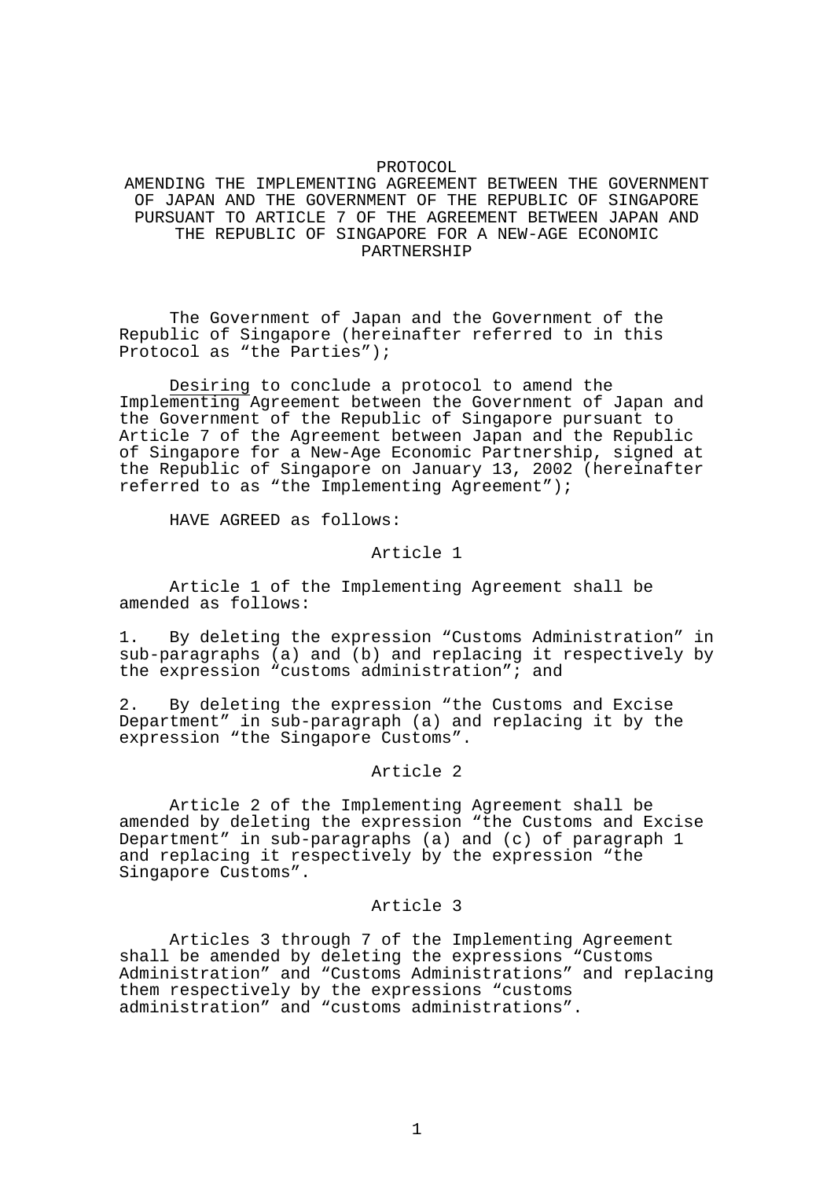# PROTOCOL

## AMENDING THE IMPLEMENTING AGREEMENT BETWEEN THE GOVERNMENT OF JAPAN AND THE GOVERNMENT OF THE REPUBLIC OF SINGAPORE PURSUANT TO ARTICLE 7 OF THE AGREEMENT BETWEEN JAPAN AND THE REPUBLIC OF SINGAPORE FOR A NEW-AGE ECONOMIC PARTNERSHIP

The Government of Japan and the Government of the Republic of Singapore (hereinafter referred to in this Protocol as “the Parties”);

Desiring to conclude a protocol to amend the Implementing Agreement between the Government of Japan and the Government of the Republic of Singapore pursuant to Article 7 of the Agreement between Japan and the Republic of Singapore for a New-Age Economic Partnership, signed at the Republic of Singapore on January 13, 2002 (hereinafter referred to as “the Implementing Agreement”);

HAVE AGREED as follows:

### Article 1

Article 1 of the Implementing Agreement shall be amended as follows:

1. By deleting the expression “Customs Administration” in sub-paragraphs (a) and (b) and replacing it respectively by the expression “customs administration”; and

2. By deleting the expression “the Customs and Excise Department” in sub-paragraph (a) and replacing it by the expression “the Singapore Customs”.

### Article 2

Article 2 of the Implementing Agreement shall be amended by deleting the expression “the Customs and Excise Department” in sub-paragraphs (a) and (c) of paragraph 1 and replacing it respectively by the expression “the Singapore Customs”.

### Article 3

Articles 3 through 7 of the Implementing Agreement shall be amended by deleting the expressions “Customs Administration” and “Customs Administrations” and replacing them respectively by the expressions “customs administration” and “customs administrations”.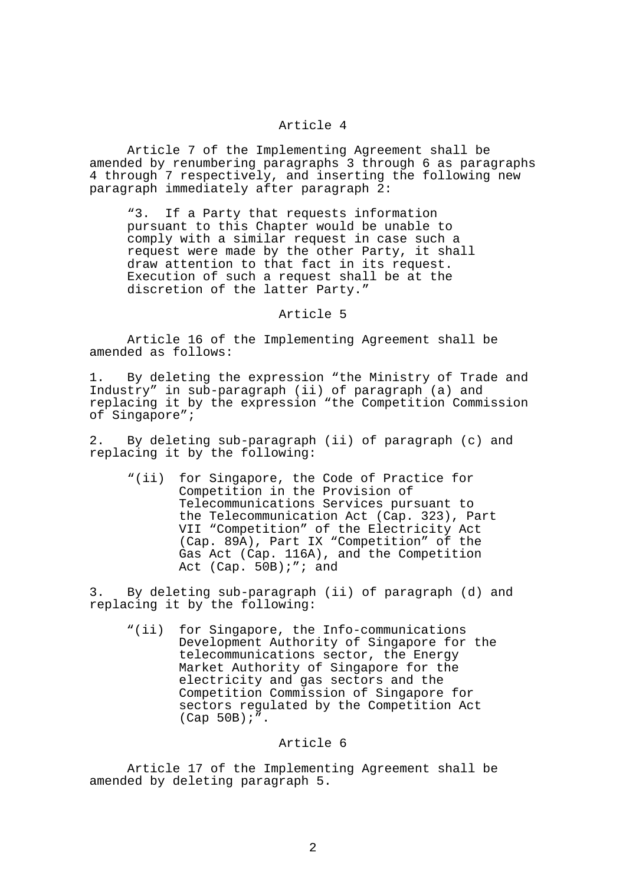### Article 4

Article 7 of the Implementing Agreement shall be amended by renumbering paragraphs 3 through 6 as paragraphs 4 through 7 respectively, and inserting the following new paragraph immediately after paragraph 2:

> "3. If a Party that requests information pursuant to this Chapter would be unable to comply with a similar request in case such a request were made by the other Party, it shall draw attention to that fact in its request. Execution of such a request shall be at the discretion of the latter Party."

### Article 5

Article 16 of the Implementing Agreement shall be amended as follows:

1. By deleting the expression "the Ministry of Trade and Industry" in sub-paragraph (ii) of paragraph (a) and replacing it by the expression "the Competition Commission of Singapore";

2. By deleting sub-paragraph (ii) of paragraph (c) and replacing it by the following:

> "(ii) for Singapore, the Code of Practice for Competition in the Provision of Telecommunications Services pursuant to the Telecommunication Act (Cap. 323), Part VII "Competition" of the Electricity Act (Cap. 89A), Part IX "Competition" of the Gas Act (Cap. 116A), and the Competition Act (Cap. 50B);"; and

3. By deleting sub-paragraph (ii) of paragraph (d) and replacing it by the following:

> "(ii) for Singapore, the Info-communications Development Authority of Singapore for the telecommunications sector, the Energy Market Authority of Singapore for the electricity and gas sectors and the Competition Commission of Singapore for sectors regulated by the Competition Act (Cap 50B);".

### Article 6

Article 17 of the Implementing Agreement shall be amended by deleting paragraph 5.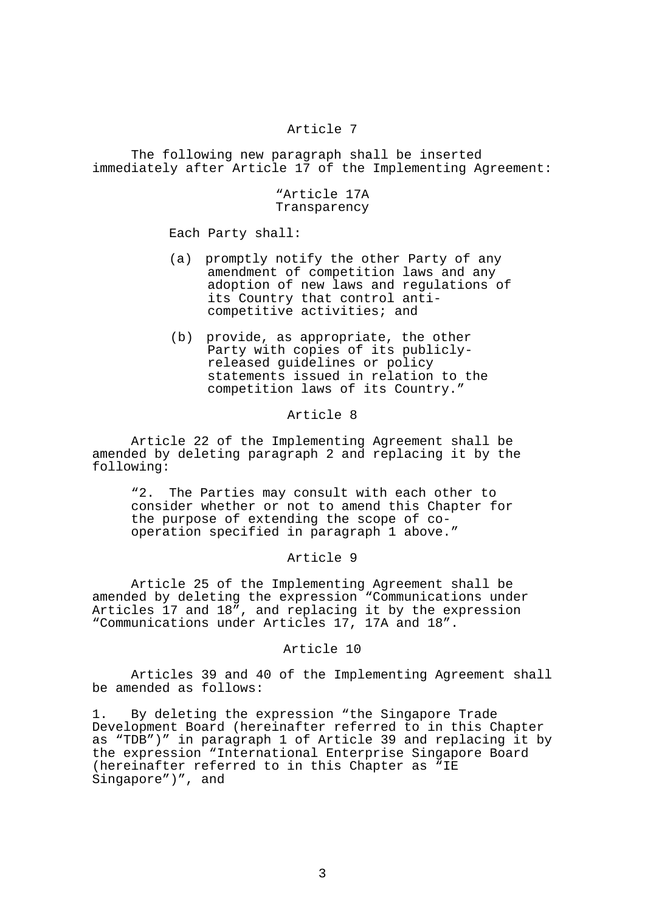Article 7

The following new paragraph shall be inserted immediately after Article 17 of the Implementing Agreement:

"Article 17A
Transparency

Each Party shall:

(a) promptly notify the other Party of any amendment of competition laws and any adoption of new laws and regulations of its Country that control anti-competitive activities; and

(b) provide, as appropriate, the other Party with copies of its publicly-released guidelines or policy statements issued in relation to the competition laws of its Country."

Article 8

Article 22 of the Implementing Agreement shall be amended by deleting paragraph 2 and replacing it by the following:

"2. The Parties may consult with each other to consider whether or not to amend this Chapter for the purpose of extending the scope of co-operation specified in paragraph 1 above."

Article 9

Article 25 of the Implementing Agreement shall be amended by deleting the expression "Communications under Articles 17 and 18", and replacing it by the expression "Communications under Articles 17, 17A and 18".

Article 10

Articles 39 and 40 of the Implementing Agreement shall be amended as follows:

1. By deleting the expression "the Singapore Trade Development Board (hereinafter referred to in this Chapter as "TDB")" in paragraph 1 of Article 39 and replacing it by the expression "International Enterprise Singapore Board (hereinafter referred to in this Chapter as "IE Singapore")", and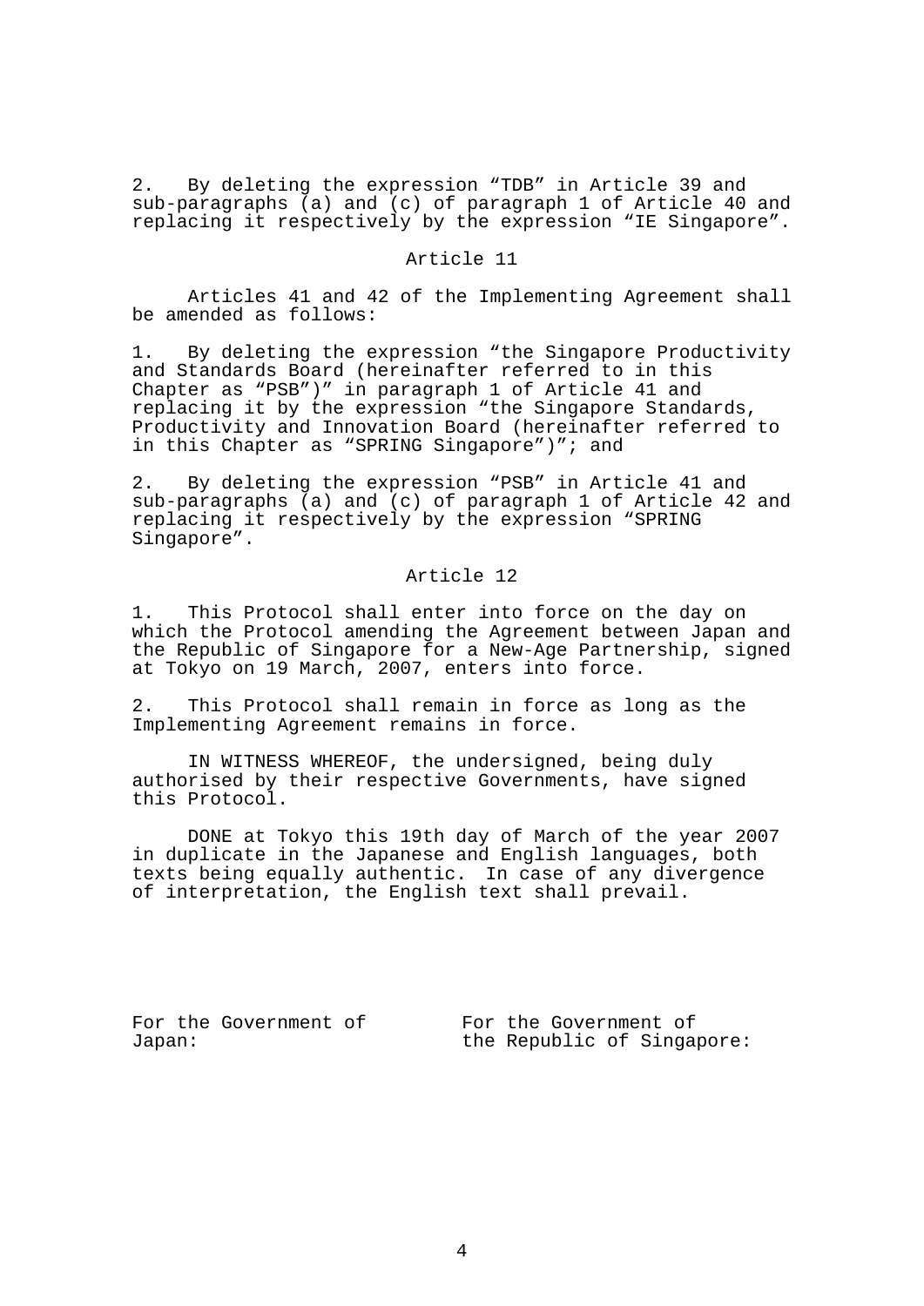2. By deleting the expression “TDB” in Article 39 and sub-paragraphs (a) and (c) of paragraph 1 of Article 40 and replacing it respectively by the expression “IE Singapore”.

Article 11

Articles 41 and 42 of the Implementing Agreement shall be amended as follows:

1. By deleting the expression “the Singapore Productivity and Standards Board (hereinafter referred to in this Chapter as “PSB”)” in paragraph 1 of Article 41 and replacing it by the expression “the Singapore Standards, Productivity and Innovation Board (hereinafter referred to in this Chapter as “SPRING Singapore”)”; and

2. By deleting the expression “PSB” in Article 41 and sub-paragraphs (a) and (c) of paragraph 1 of Article 42 and replacing it respectively by the expression “SPRING Singapore”.

Article 12

1. This Protocol shall enter into force on the day on which the Protocol amending the Agreement between Japan and the Republic of Singapore for a New-Age Partnership, signed at Tokyo on 19 March, 2007, enters into force.

2. This Protocol shall remain in force as long as the Implementing Agreement remains in force.

IN WITNESS WHEREOF, the undersigned, being duly authorised by their respective Governments, have signed this Protocol.

DONE at Tokyo this 19th day of March of the year 2007 in duplicate in the Japanese and English languages, both texts being equally authentic. In case of any divergence of interpretation, the English text shall prevail.

For the Government of Japan:

For the Government of the Republic of Singapore: